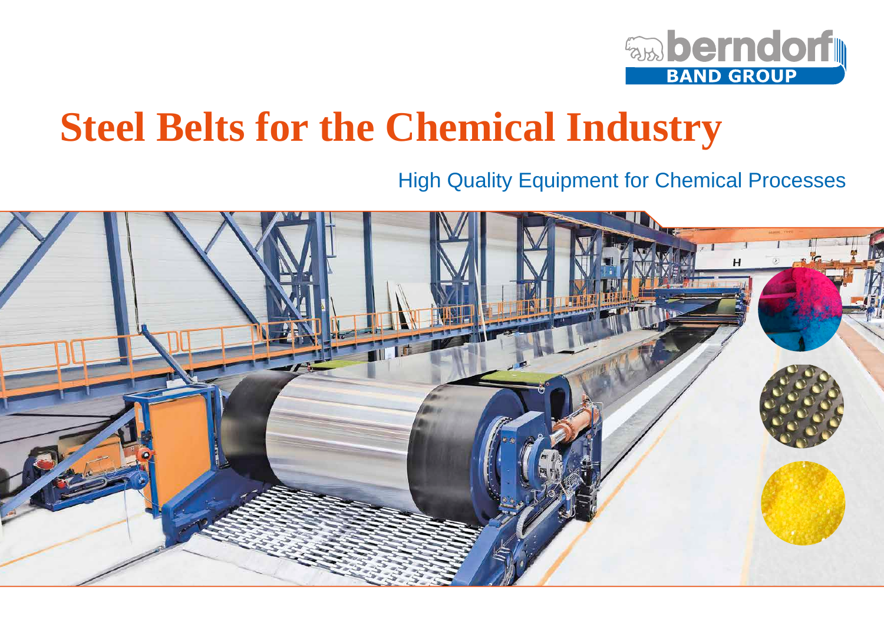berndorf BAND GROUP

# Steel Belts for the Chemical Industry

High Quality Equipment for Chemical Processes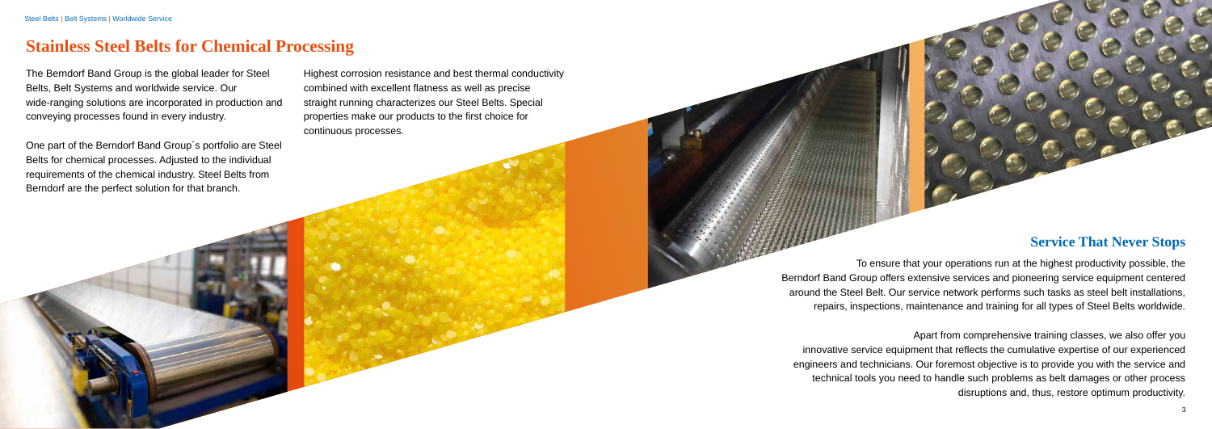# Stainless Steel Belts for Chemical Processing

The Berndorf Band Group is the global leader for Steel Belts, Belt Systems and worldwide service. Our wide-ranging solutions are incorporated in production and conveying processes found in every industry.

One part of the Berndorf Band Group´s portfolio are Steel Belts for chemical processes. Adjusted to the individual requirements of the chemical industry. Steel Belts from Berndorf are the perfect solution for that branch.

Highest corrosion resistance and best thermal conductivity combined with excellent flatness as well as precise straight running characterizes our Steel Belts. Special properties make our products to the first choice for continuous processes.

## Service That Never Stops

To ensure that your operations run at the highest productivity possible, the Berndorf Band Group offers extensive services and pioneering service equipment centered around the Steel Belt. Our service network performs such tasks as steel belt installations, repairs, inspections, maintenance and training for all types of Steel Belts worldwide.

Apart from comprehensive training classes, we also offer you innovative service equipment that reflects the cumulative expertise of our experienced engineers and technicians. Our foremost objective is to provide you with the service and technical tools you need to handle such problems as belt damages or other process disruptions and, thus, restore optimum productivity.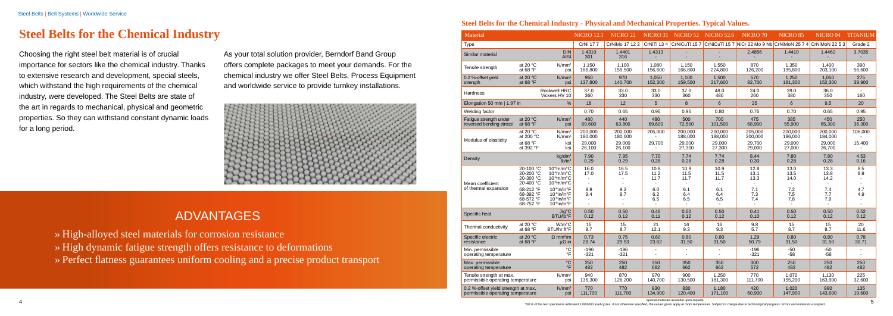# Steel Belts for the Chemical Industry

Choosing the right steel belt material is of crucial importance for sectors like the chemical industry. Thanks to extensive research and development, special steels, which withstand the high requirements of the chemical industry, were developed. The Steel Belts are state of the art in regards to mechanical, physical and geometric properties. So they can withstand constant dynamic loads for a long period.

As your total solution provider, Berndorf Band Group offers complete packages to meet your demands. For the chemical industry we offer Steel Belts, Process Equipment and worldwide service to provide turnkey installations.

## ADVANTAGES

- » High-alloyed steel materials for corrosion resistance
- » High dynamic fatigue strength offers resistance to deformations
- » Perfect flatness guarantees uniform cooling and a precise product transport

### Steel Belts for the Chemical Industry - Physical and Mechanical Properties. Typical Values.

| Material | | | NICRO 12.1 | NICRO 22 | NICRO 31 | NICRO 52 | NICRO 52.6 | NICRO 70 | NICRO 85 | NICRO 94 | TITANIUM |
|---|---|---|---|---|---|---|---|---|---|---|---|
| Type | | | CrNi 17 7 | CrNiMo 17 12 2 | CrNiTi 13 4 | CrNiCuTi 15 7 | CrNiCuTi 15 7 | NiCr 22 Mo 9 Nb | CrNiMoN 25 7 4 | CrNiMoN 22 5 3 | Grade 2 |
| Similar material | | DIN | 1.4310 | 1.4401 | 1.4313 | - | - | 2.4856 | 1.4410 | 1.4462 | 3.7035 |
| | | AISI | 301 | 316 | - | - | - | - | - | - | - |
| Tensile strength | at 20 °C | N/mm² | 1,150 | 1,100 | 1,080 | 1,150 | 1,550 | 870 | 1,350 | 1,400 | 390 |
| | at 68 °F | psi | 166,800 | 159,500 | 156,600 | 166,800 | 224,800 | 126,200 | 195,800 | 203,100 | 56,600 |
| 0.2 %-offset yield strength | at 20 °C | N/mm² | 950 | 970 | 1,050 | 1,100 | 1,500 | 570 | 1,250 | 1,050 | 275 |
| | at 68 °F | psi | 137,800 | 140,700 | 152,300 | 159,500 | 217,600 | 82,700 | 181,300 | 152,300 | 39,900 |
| Hardness | | Rockwell HRC | 37.0 | 33.0 | 33.0 | 37.0 | 48.0 | 24.0 | 39.0 | 36.0 | |
| | | Vickers HV 10 | 360 | 330 | 330 | 360 | 480 | 260 | 380 | 350 | 160 |
| Elongation 50 mm \| 1.97 in | | % | 18 | 12 | 5 | 8 | 6 | 25 | 6 | 9.5 | 20 |
| Welding factor | | | 0.70 | 0.65 | 0.95 | 0.95 | 0.80 | 0.75 | 0.70 | 0.65 | 0.95 |
| Fatigue strength under reversed bending stress* | at 20 °C | N/mm² | 480 | 440 | 480 | 500 | 700 | 475 | 385 | 450 | 250 |
| | at 68 °F | psi | 69,600 | 63,800 | 69,600 | 72,500 | 101,500 | 68,900 | 55,900 | 65,300 | 36,300 |
| Modulus of elasticity | at 20 °C | N/mm² | 200,000 | 200,000 | 205,000 | 200,000 | 200,000 | 205,000 | 200,000 | 200,000 | 106,000 |
| | at 200 °C | N/mm² | 180,000 | 180,000 | - | 188,000 | 188,000 | 200,000 | 186,000 | 184,000 | - |
| | at 68 °F | ksi | 29,000 | 29,000 | 29,700 | 29,000 | 29,000 | 29,700 | 29,000 | 29,000 | 15,400 |
| | at 392 °F | ksi | 26,100 | 26,100 | - | 27,300 | 27,300 | 29,000 | 27,000 | 26,700 | - |
| Density | | kg/dm³ | 7.90 | 7.95 | 7.70 | 7.74 | 7.74 | 8.44 | 7.80 | 7.80 | 4.53 |
| | | lb/in³ | 0.29 | 0.29 | 0.28 | 0.28 | 0.28 | 0.30 | 0.28 | 0.28 | 0.16 |
| Mean coefficient of thermal expansion | 20-100 °C | $10^{-6}$m/m°C | 16.0 | 16.5 | 10.8 | 10.9 | 10.9 | 12.8 | 13.0 | 13.3 | 8.5 |
| | 20-200 °C | $10^{-6}$m/m°C | 17.0 | 17.5 | 11.2 | 11.5 | 11.5 | 13.1 | 13.5 | 13.8 | 8.9 |
| | 20-300 °C | $10^{-6}$m/m°C | - | - | 11.7 | 11.7 | 11.7 | 13.3 | 14.0 | 14.2 | - |
| | 20-400 °C | $10^{-6}$m/m°C | - | - | - | - | - | - | - | - | - |
| | 68-212 °F | $10^{-6}$in/in°F | 8.9 | 9.2 | 6.0 | 6.1 | 6.1 | 7.1 | 7.2 | 7.4 | 4.7 |
| | 68-392 °F | $10^{-6}$in/in°F | 9.4 | 9.7 | 6.2 | 6.4 | 6.4 | 7.3 | 7.5 | 7.7 | 4.9 |
| | 68-572 °F | $10^{-6}$in/in°F | - | - | 6.5 | 6.5 | 6.5 | 7.4 | 7.8 | 7.9 | - |
| | 68-752 °F | $10^{-6}$in/in°F | - | - | - | - | - | - | - | - | - |
| Specific heat | | J/g°C | 0.50 | 0.50 | 0.46 | 0.50 | 0.50 | 0.41 | 0.50 | 0.50 | 0.52 |
| | | BTU/lb°F | 0.12 | 0.12 | 0.11 | 0.12 | 0.12 | 0.10 | 0.12 | 0.12 | 0.12 |
| Thermal conductivity | at 20 °C | W/m°C | 15 | 15 | 21 | 16 | 16 | 9.8 | 15 | 15 | 20 |
| | at 68 °F | BTU/hr ft°F | 8.7 | 8.7 | 12.1 | 9.3 | 9.3 | 5.7 | 8.7 | 8.7 | 11.6 |
| Specific electric resistance | at 20 °C | Ω mm²/m | 0.73 | 0.75 | 0.60 | 0.80 | 0.80 | 1.29 | 0.80 | 0.80 | 0.78 |
| | at 68 °F | µΩ in | 28.74 | 29.53 | 23.62 | 31.50 | 31.50 | 50.79 | 31.50 | 31.50 | 30.71 |
| Min. permissible operating temperature | | °C | -196 | -196 | - | - | - | -196 | -50 | -50 | - |
| | | °F | -321 | -321 | - | - | - | -321 | -58 | -58 | - |
| Max. permissible operating temperature | | °C | 250 | 250 | 350 | 350 | 350 | 300 | 250 | 250 | 250 |
| | | °F | 482 | 482 | 662 | 662 | 662 | 572 | 482 | 482 | 482 |
| Tensile strength at max. permissible operating temperature | | N/mm² | 940 | 870 | 970 | 900 | 1,250 | 770 | 1,070 | 1,130 | 225 |
| | | psi | 136,300 | 126,200 | 140,700 | 130,500 | 181,300 | 111,700 | 155,200 | 163,900 | 32,600 |
| 0.2 %-offset yield strength at max. permissible operating temperature | | N/mm² | 770 | 770 | 930 | 830 | 1,180 | 420 | 1,020 | 990 | 135 |
| | | psi | 111,700 | 111,700 | 134,900 | 120,400 | 171,100 | 60,900 | 147,900 | 143,600 | 19,600 |

Special materials available upon request.

*50 % of the test specimens withstand 2,000,000 load cycles. If not otherwise specified, the values given apply at room temperature. Subject to change due to technological progress. Errors and omissions excepted.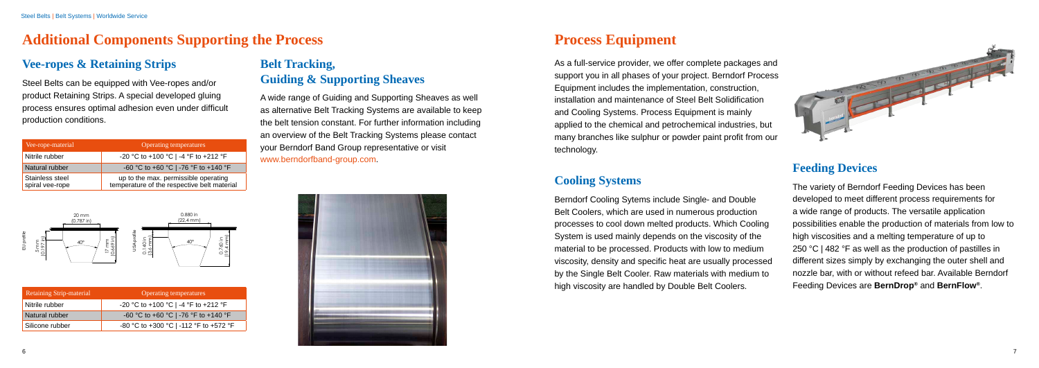# Additional Components Supporting the Process

## Vee-ropes & Retaining Strips

Steel Belts can be equipped with Vee-ropes and/or product Retaining Strips. A special developed gluing process ensures optimal adhesion even under difficult production conditions.

| Vee-rope-material | Operating temperatures |
|---|---|
| Nitrile rubber | -20 °C to +100 °C \| -4 °F to +212 °F |
| Natural rubber | -60 °C to +60 °C \| -76 °F to +140 °F |
| Stainless steel spiral vee-rope | up to the max. permissible operating temperature of the respective belt material |

| Retaining Strip-material | Operating temperatures |
|---|---|
| Nitrile rubber | -20 °C to +100 °C \| -4 °F to +212 °F |
| Natural rubber | -60 °C to +60 °C \| -76 °F to +140 °F |
| Silicone rubber | -80 °C to +300 °C \| -112 °F to +572 °F |

## Belt Tracking, Guiding & Supporting Sheaves

A wide range of Guiding and Supporting Sheaves as well as alternative Belt Tracking Systems are available to keep the belt tension constant. For further information including an overview of the Belt Tracking Systems please contact your Berndorf Band Group representative or visit www.berndorfband-group.com.

# Process Equipment

As a full-service provider, we offer complete packages and support you in all phases of your project. Berndorf Process Equipment includes the implementation, construction, installation and maintenance of Steel Belt Solidification and Cooling Systems. Process Equipment is mainly applied to the chemical and petrochemical industries, but many branches like sulphur or powder paint profit from our technology.

## Cooling Systems

Berndorf Cooling Sytems include Single- and Double Belt Coolers, which are used in numerous production processes to cool down melted products. Which Cooling System is used mainly depends on the viscosity of the material to be processed. Products with low to medium viscosity, density and specific heat are usually processed by the Single Belt Cooler. Raw materials with medium to high viscosity are handled by Double Belt Coolers.

## Feeding Devices

The variety of Berndorf Feeding Devices has been developed to meet different process requirements for a wide range of products. The versatile application possibilities enable the production of materials from low to high viscosities and a melting temperature of up to 250 °C | 482 °F as well as the production of pastilles in different sizes simply by exchanging the outer shell and nozzle bar, with or without refeed bar. Available Berndorf Feeding Devices are **BernDrop®** and **BernFlow®**.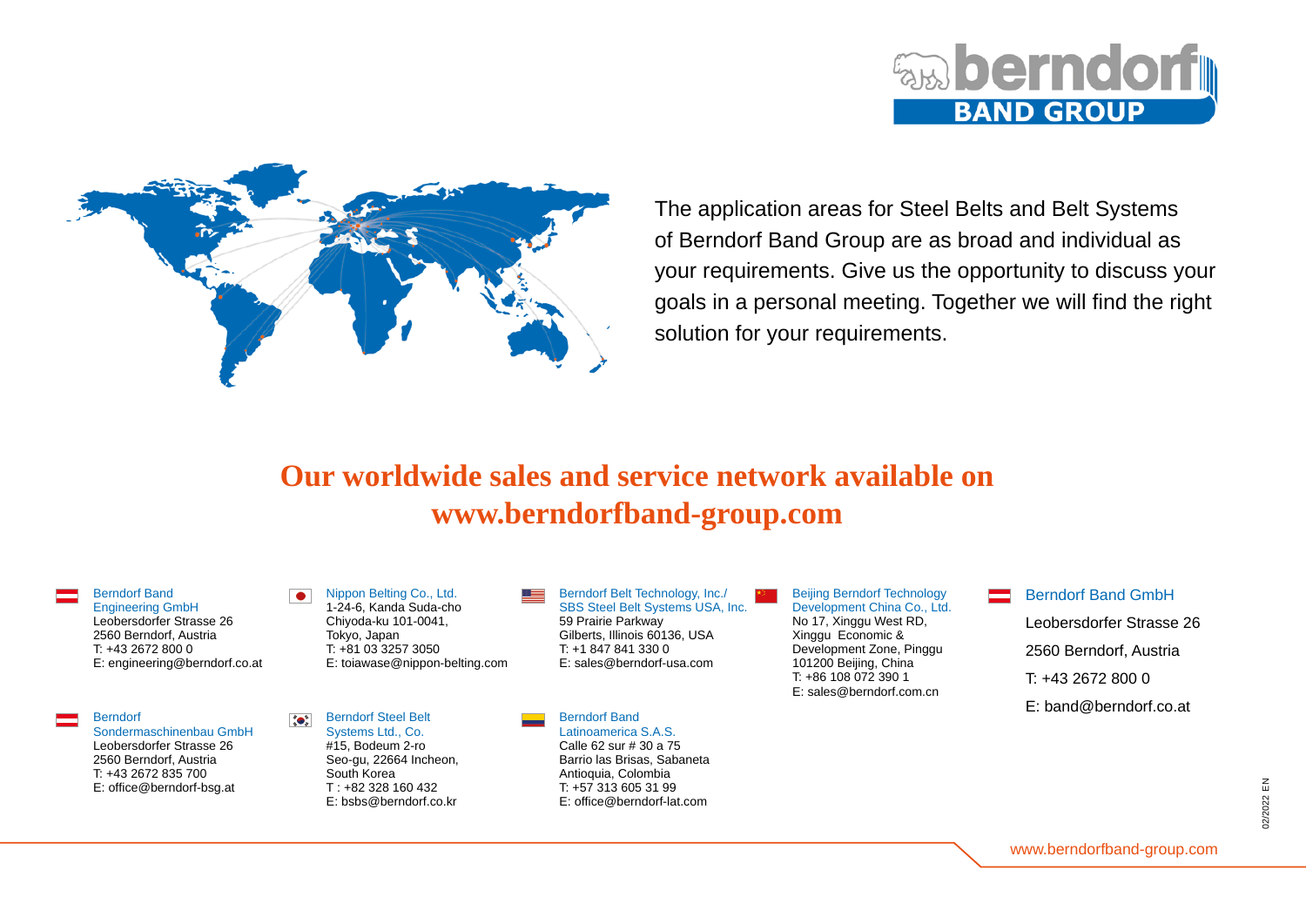The application areas for Steel Belts and Belt Systems of Berndorf Band Group are as broad and individual as your requirements. Give us the opportunity to discuss your goals in a personal meeting. Together we will find the right solution for your requirements.

## Our worldwide sales and service network available on www.berndorfband-group.com

Berndorf Band Engineering GmbH
Leobersdorfer Strasse 26
2560 Berndorf, Austria
T: +43 2672 800 0
E: engineering@berndorf.co.at

Nippon Belting Co., Ltd.
1-24-6, Kanda Suda-cho
Chiyoda-ku 101-0041,
Tokyo, Japan
T: +81 03 3257 3050
E: toiawase@nippon-belting.com

Berndorf Belt Technology, Inc./
SBS Steel Belt Systems USA, Inc.
59 Prairie Parkway
Gilberts, Illinois 60136, USA
T: +1 847 841 330 0
E: sales@berndorf-usa.com

Beijing Berndorf Technology Development China Co., Ltd.
No 17, Xinggu West RD,
Xinggu Economic &
Development Zone, Pinggu
101200 Beijing, China
T: +86 108 072 390 1
E: sales@berndorf.com.cn

Berndorf Sondermaschinenbau GmbH
Leobersdorfer Strasse 26
2560 Berndorf, Austria
T: +43 2672 835 700
E: office@berndorf-bsg.at

Berndorf Steel Belt Systems Ltd., Co.
#15, Bodeum 2-ro
Seo-gu, 22664 Incheon,
South Korea
T : +82 328 160 432
E: bsbs@berndorf.co.kr

Berndorf Band Latinoamerica S.A.S.
Calle 62 sur # 30 a 75
Barrio las Brisas, Sabaneta
Antioquia, Colombia
T: +57 313 605 31 99
E: office@berndorf-lat.com

Berndorf Band GmbH
Leobersdorfer Strasse 26
2560 Berndorf, Austria
T: +43 2672 800 0
E: band@berndorf.co.at

02/2022 EN

www.berndorfband-group.com